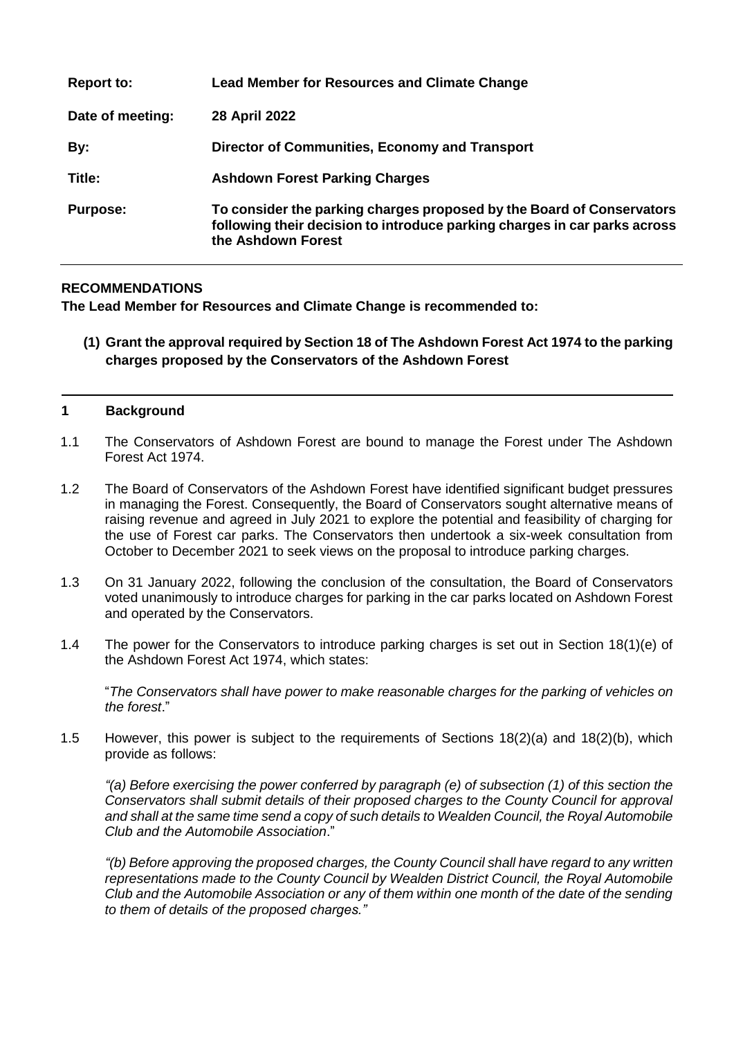| | |
|---|---|
| **Report to:** | **Lead Member for Resources and Climate Change** |
| **Date of meeting:** | **28 April 2022** |
| **By:** | **Director of Communities, Economy and Transport** |
| **Title:** | **Ashdown Forest Parking Charges** |
| **Purpose:** | **To consider the parking charges proposed by the Board of Conservators following their decision to introduce parking charges in car parks across the Ashdown Forest** |

---

**RECOMMENDATIONS**

**The Lead Member for Resources and Climate Change is recommended to:**

**(1) Grant the approval required by Section 18 of The Ashdown Forest Act 1974 to the parking charges proposed by the Conservators of the Ashdown Forest**

---

## 1 Background

1.1 The Conservators of Ashdown Forest are bound to manage the Forest under The Ashdown Forest Act 1974.

1.2 The Board of Conservators of the Ashdown Forest have identified significant budget pressures in managing the Forest. Consequently, the Board of Conservators sought alternative means of raising revenue and agreed in July 2021 to explore the potential and feasibility of charging for the use of Forest car parks. The Conservators then undertook a six-week consultation from October to December 2021 to seek views on the proposal to introduce parking charges.

1.3 On 31 January 2022, following the conclusion of the consultation, the Board of Conservators voted unanimously to introduce charges for parking in the car parks located on Ashdown Forest and operated by the Conservators.

1.4 The power for the Conservators to introduce parking charges is set out in Section 18(1)(e) of the Ashdown Forest Act 1974, which states:

"*The Conservators shall have power to make reasonable charges for the parking of vehicles on the forest*."

1.5 However, this power is subject to the requirements of Sections 18(2)(a) and 18(2)(b), which provide as follows:

*"(a) Before exercising the power conferred by paragraph (e) of subsection (1) of this section the Conservators shall submit details of their proposed charges to the County Council for approval and shall at the same time send a copy of such details to Wealden Council, the Royal Automobile Club and the Automobile Association*."

*"(b) Before approving the proposed charges, the County Council shall have regard to any written representations made to the County Council by Wealden District Council, the Royal Automobile Club and the Automobile Association or any of them within one month of the date of the sending to them of details of the proposed charges."*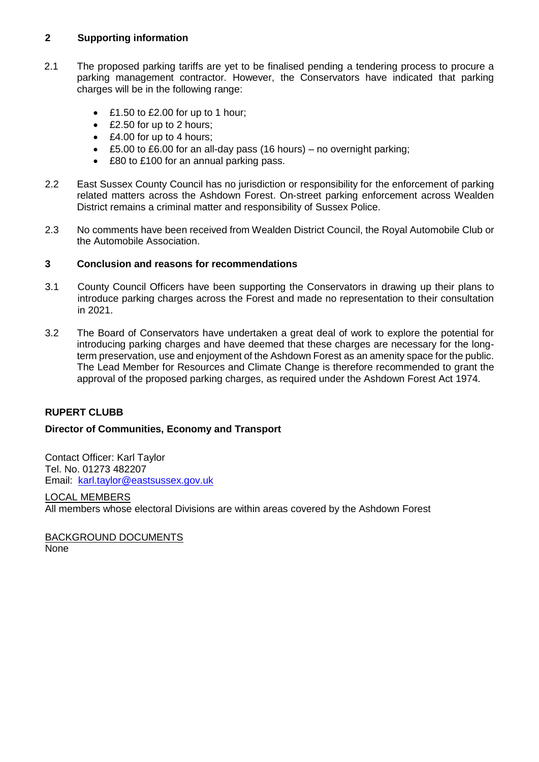## 2 Supporting information

2.1 The proposed parking tariffs are yet to be finalised pending a tendering process to procure a parking management contractor. However, the Conservators have indicated that parking charges will be in the following range:

- £1.50 to £2.00 for up to 1 hour;
- £2.50 for up to 2 hours;
- £4.00 for up to 4 hours;
- £5.00 to £6.00 for an all-day pass (16 hours) – no overnight parking;
- £80 to £100 for an annual parking pass.

2.2 East Sussex County Council has no jurisdiction or responsibility for the enforcement of parking related matters across the Ashdown Forest. On-street parking enforcement across Wealden District remains a criminal matter and responsibility of Sussex Police.

2.3 No comments have been received from Wealden District Council, the Royal Automobile Club or the Automobile Association.

## 3 Conclusion and reasons for recommendations

3.1 County Council Officers have been supporting the Conservators in drawing up their plans to introduce parking charges across the Forest and made no representation to their consultation in 2021.

3.2 The Board of Conservators have undertaken a great deal of work to explore the potential for introducing parking charges and have deemed that these charges are necessary for the long-term preservation, use and enjoyment of the Ashdown Forest as an amenity space for the public. The Lead Member for Resources and Climate Change is therefore recommended to grant the approval of the proposed parking charges, as required under the Ashdown Forest Act 1974.

**RUPERT CLUBB**

**Director of Communities, Economy and Transport**

Contact Officer: Karl Taylor
Tel. No. 01273 482207
Email: karl.taylor@eastsussex.gov.uk

LOCAL MEMBERS
All members whose electoral Divisions are within areas covered by the Ashdown Forest

BACKGROUND DOCUMENTS
None